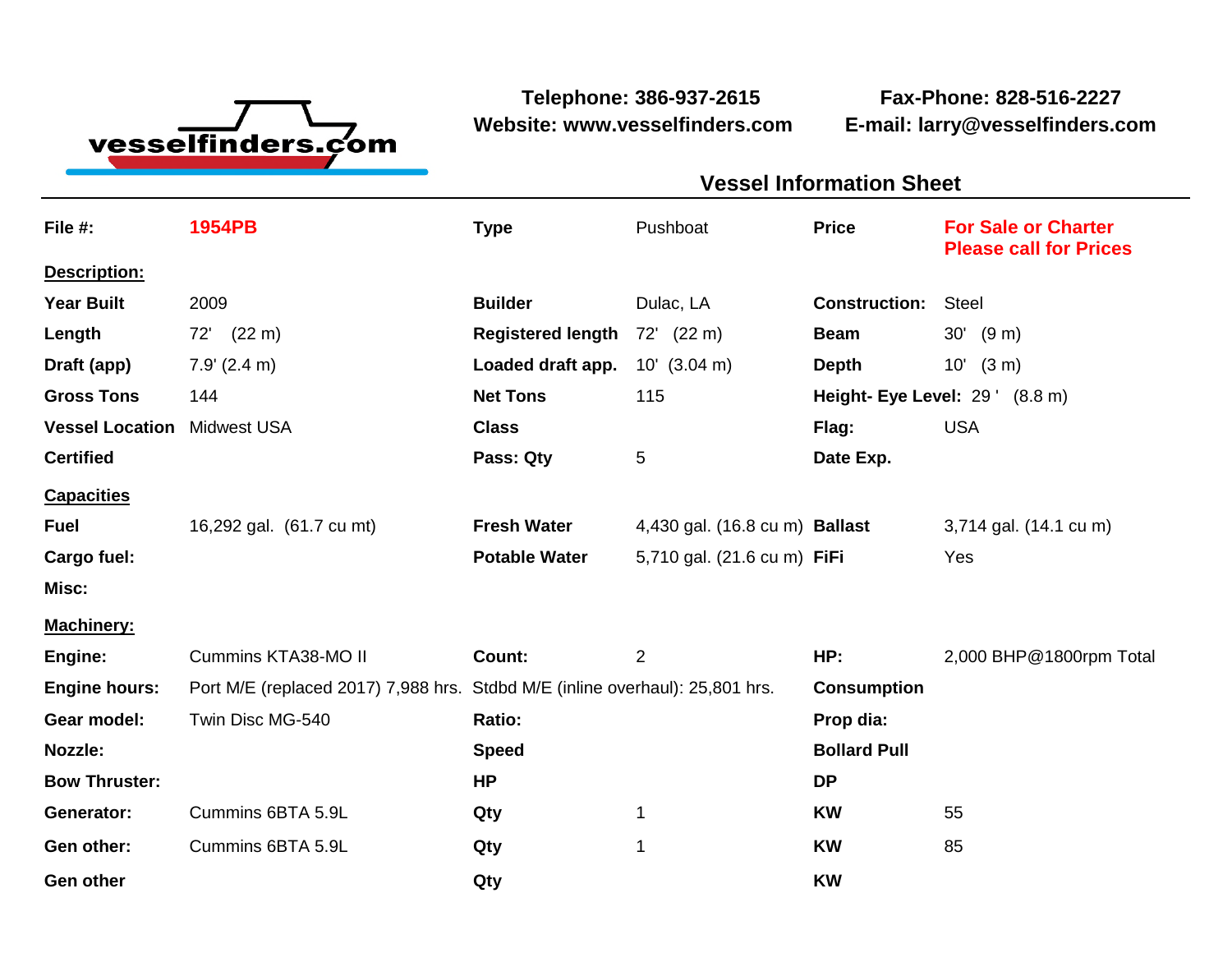vesselfinders.com

**Telephone: 386-937-2615**
**Website: www.vesselfinders.com**

**Fax-Phone: 828-516-2227**
**E-mail: larry@vesselfinders.com**

## Vessel Information Sheet

| | | | | | |
|---|---|---|---|---|---|
| **File #:** | **1954PB** | **Type** | Pushboat | **Price** | **For Sale or Charter Please call for Prices** |

**Description:**

| | | | | | |
|---|---|---|---|---|---|
| **Year Built** | 2009 | **Builder** | Dulac, LA | **Construction:** | Steel |
| **Length** | 72' (22 m) | **Registered length** | 72' (22 m) | **Beam** | 30' (9 m) |
| **Draft (app)** | 7.9' (2.4 m) | **Loaded draft app.** | 10' (3.04 m) | **Depth** | 10' (3 m) |
| **Gross Tons** | 144 | **Net Tons** | 115 | **Height- Eye Level:** | 29 ' (8.8 m) |
| **Vessel Location** | Midwest USA | **Class** | | **Flag:** | USA |
| **Certified** | | **Pass: Qty** | 5 | **Date Exp.** | |

**Capacities**

| | | | | | |
|---|---|---|---|---|---|
| **Fuel** | 16,292 gal. (61.7 cu mt) | **Fresh Water** | 4,430 gal. (16.8 cu m) | **Ballast** | 3,714 gal. (14.1 cu m) |
| **Cargo fuel:** | | **Potable Water** | 5,710 gal. (21.6 cu m) | **FiFi** | Yes |
| **Misc:** | | | | | |

**Machinery:**

| | | | | | |
|---|---|---|---|---|---|
| **Engine:** | Cummins KTA38-MO II | **Count:** | 2 | **HP:** | 2,000 BHP@1800rpm Total |
| **Engine hours:** | Port M/E (replaced 2017) 7,988 hrs. | Stbd M/E (inline overhaul): 25,801 hrs. | | **Consumption** | |
| **Gear model:** | Twin Disc MG-540 | **Ratio:** | | **Prop dia:** | |
| **Nozzle:** | | **Speed** | | **Bollard Pull** | |
| **Bow Thruster:** | | **HP** | | **DP** | |
| **Generator:** | Cummins 6BTA 5.9L | **Qty** | 1 | **KW** | 55 |
| **Gen other:** | Cummins 6BTA 5.9L | **Qty** | 1 | **KW** | 85 |
| **Gen other** | | **Qty** | | **KW** | |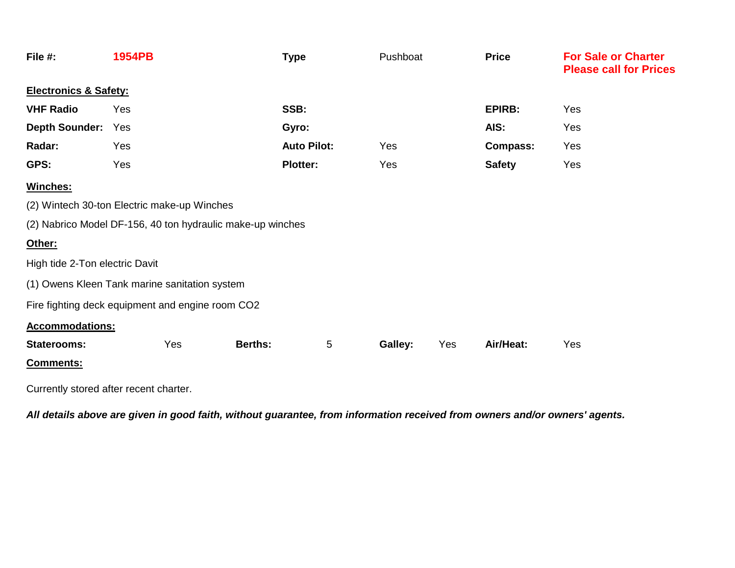| | | | | | |
|---|---|---|---|---|---|
| **File #:** | **1954PB** | **Type** | Pushboat | **Price** | **For Sale or Charter Please call for Prices** |

**Electronics & Safety:**

| | | | | | |
|---|---|---|---|---|---|
| **VHF Radio** | Yes | **SSB:** | | **EPIRB:** | Yes |
| **Depth Sounder:** | Yes | **Gyro:** | | **AIS:** | Yes |
| **Radar:** | Yes | **Auto Pilot:** | Yes | **Compass:** | Yes |
| **GPS:** | Yes | **Plotter:** | Yes | **Safety** | Yes |

**Winches:**

(2) Wintech 30-ton Electric make-up Winches

(2) Nabrico Model DF-156, 40 ton hydraulic make-up winches

**Other:**

High tide 2-Ton electric Davit

(1) Owens Kleen Tank marine sanitation system

Fire fighting deck equipment and engine room CO2

**Accommodations:**

| | | | | | | | |
|---|---|---|---|---|---|---|---|
| **Staterooms:** | Yes | **Berths:** | 5 | **Galley:** | Yes | **Air/Heat:** | Yes |

**Comments:**

Currently stored after recent charter.

***All details above are given in good faith, without guarantee, from information received from owners and/or owners' agents.***